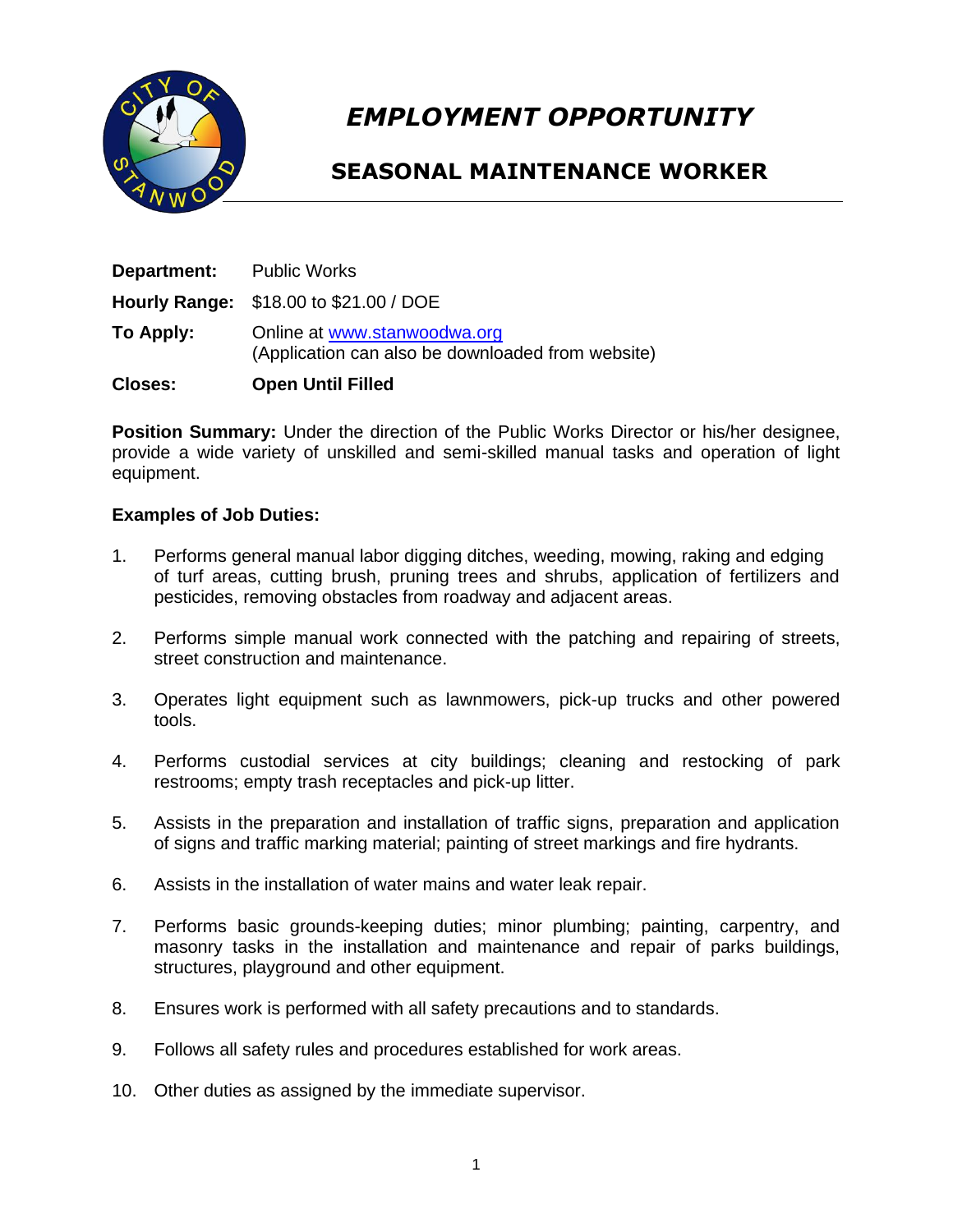# *EMPLOYMENT OPPORTUNITY*

## SEASONAL MAINTENANCE WORKER

**Department:** Public Works

**Hourly Range:** $18.00 to $21.00 / DOE

**To Apply:** Online at [www.stanwoodwa.org](http://www.stanwoodwa.org)
(Application can also be downloaded from website)

**Closes:** **Open Until Filled**

**Position Summary:** Under the direction of the Public Works Director or his/her designee, provide a wide variety of unskilled and semi-skilled manual tasks and operation of light equipment.

**Examples of Job Duties:**

1. Performs general manual labor digging ditches, weeding, mowing, raking and edging of turf areas, cutting brush, pruning trees and shrubs, application of fertilizers and pesticides, removing obstacles from roadway and adjacent areas.

2. Performs simple manual work connected with the patching and repairing of streets, street construction and maintenance.

3. Operates light equipment such as lawnmowers, pick-up trucks and other powered tools.

4. Performs custodial services at city buildings; cleaning and restocking of park restrooms; empty trash receptacles and pick-up litter.

5. Assists in the preparation and installation of traffic signs, preparation and application of signs and traffic marking material; painting of street markings and fire hydrants.

6. Assists in the installation of water mains and water leak repair.

7. Performs basic grounds-keeping duties; minor plumbing; painting, carpentry, and masonry tasks in the installation and maintenance and repair of parks buildings, structures, playground and other equipment.

8. Ensures work is performed with all safety precautions and to standards.

9. Follows all safety rules and procedures established for work areas.

10. Other duties as assigned by the immediate supervisor.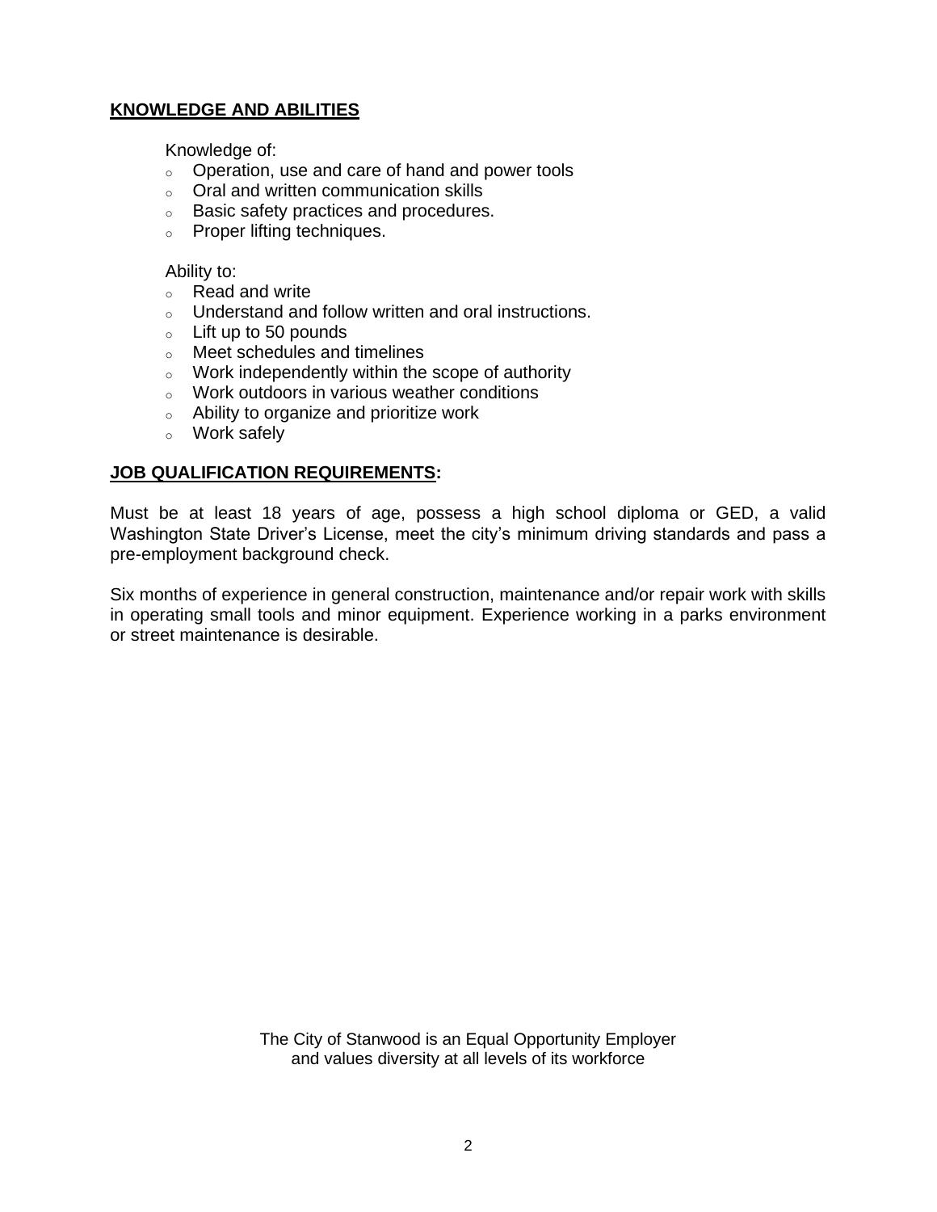## KNOWLEDGE AND ABILITIES

Knowledge of:

- Operation, use and care of hand and power tools
- Oral and written communication skills
- Basic safety practices and procedures.
- Proper lifting techniques.

Ability to:

- Read and write
- Understand and follow written and oral instructions.
- Lift up to 50 pounds
- Meet schedules and timelines
- Work independently within the scope of authority
- Work outdoors in various weather conditions
- Ability to organize and prioritize work
- Work safely

## JOB QUALIFICATION REQUIREMENTS:

Must be at least 18 years of age, possess a high school diploma or GED, a valid Washington State Driver's License, meet the city's minimum driving standards and pass a pre-employment background check.

Six months of experience in general construction, maintenance and/or repair work with skills in operating small tools and minor equipment. Experience working in a parks environment or street maintenance is desirable.

The City of Stanwood is an Equal Opportunity Employer
and values diversity at all levels of its workforce